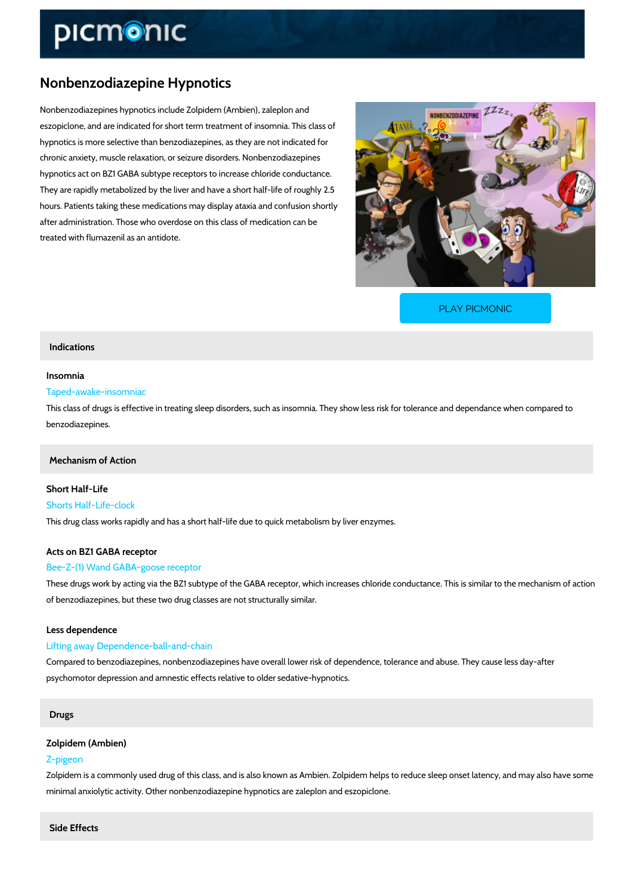# Nonbenzodiazepine Hypnotics

Nonbenzodiazepines hypnotics include Zolpidem (Ambien), zaleplon and eszopiclone, and are indicated for short term treatment of insomnia. This class of hypnotics is more selective than benzodiazepines, as they are not indicated for chronic anxiety, muscle relaxation, or seizure disorders. Nonbenzodiazepines hypnotics act on BZ1 GABA subtype receptors to increase chloride conductance. They are rapidly metabolized by the liver and have a short half-life of roughly 2.5 hours. Patients taking these medications may display ataxia and confusion shortly after administration. Those who overdose on this class of medication can be treated with flumazenil as an antidote.

PLAY PICMONIC

## Indications

### Insomnia

Taped-awake-insomniac

This class of drugs is effective in treating sleep disorders, such as insomnia. They show less risk for tolerance and dependance when compared to benzodiazepines.

## Mechanism of Action

### Short Half-Life

Shorts Half-Life-clock

This drug class works rapidly and has a short half-life due to quick metabolism by liver enzymes.

### Acts on BZ1 GABA receptor

Bee-Z-(1) Wand GABA-goose receptor

These drugs work by acting via the BZ1 subtype of the GABA receptor, which increases chloride conductance. This is similar to the mechanism of action of benzodiazepines, but these two drug classes are not structurally similar.

### Less dependence

Lifting away Dependence-ball-and-chain

Compared to benzodiazepines, nonbenzodiazepines have overall lower risk of dependence, tolerance and abuse. They cause less day-after psychomotor depression and amnestic effects relative to older sedative-hypnotics.

## Drugs

### Zolpidem (Ambien)

Z-pigeon

Zolpidem is a commonly used drug of this class, and is also known as Ambien. Zolpidem helps to reduce sleep onset latency, and may also have some minimal anxiolytic activity. Other nonbenzodiazepine hypnotics are zaleplon and eszopiclone.

## Side Effects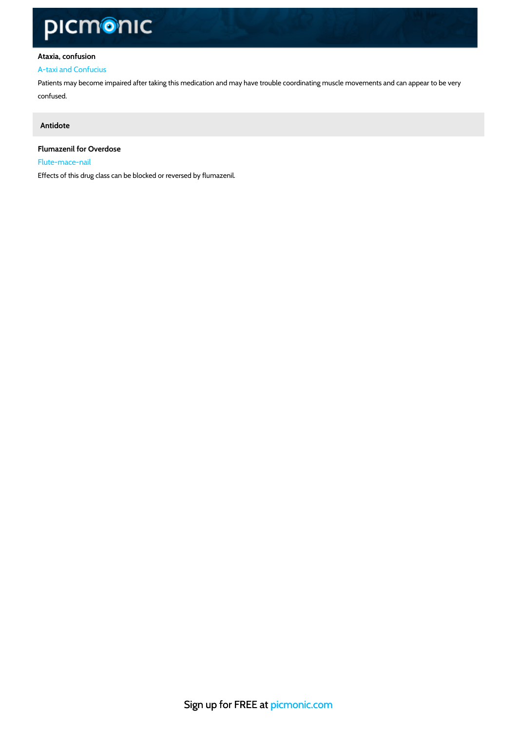**Ataxia, confusion**

A-taxi and Confucius

Patients may become impaired after taking this medication and may have trouble coordinating muscle movements and can appear to be very confused.

## Antidote

**Flumazenil for Overdose**

Flute-mace-nail

Effects of this drug class can be blocked or reversed by flumazenil.